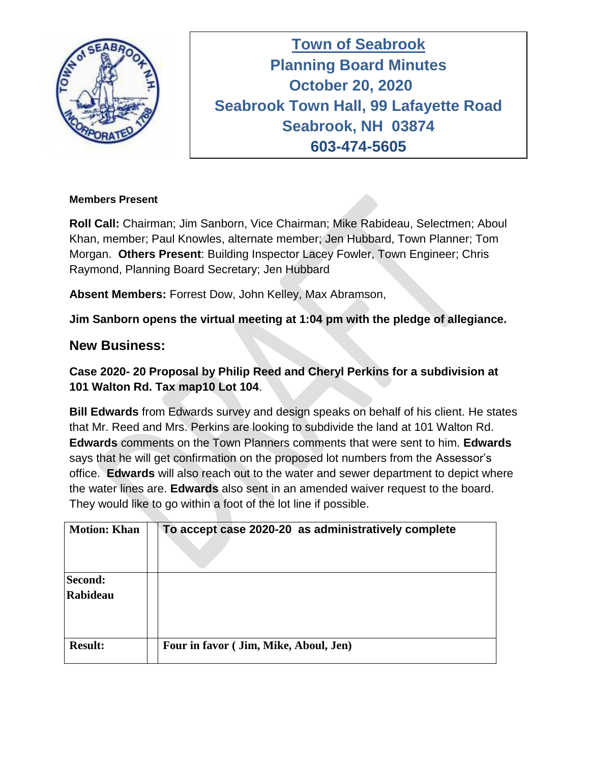# Town of Seabrook
## Planning Board Minutes
## October 20, 2020
## Seabrook Town Hall, 99 Lafayette Road
## Seabrook, NH 03874
## 603-474-5605

**Members Present**

**Roll Call:** Chairman; Jim Sanborn, Vice Chairman; Mike Rabideau, Selectmen; Aboul Khan, member; Paul Knowles, alternate member; Jen Hubbard, Town Planner; Tom Morgan. **Others Present**: Building Inspector Lacey Fowler, Town Engineer; Chris Raymond, Planning Board Secretary; Jen Hubbard

**Absent Members:** Forrest Dow, John Kelley, Max Abramson,

**Jim Sanborn opens the virtual meeting at 1:04 pm with the pledge of allegiance.**

## New Business:

**Case 2020- 20 Proposal by Philip Reed and Cheryl Perkins for a subdivision at 101 Walton Rd. Tax map10 Lot 104**.

**Bill Edwards** from Edwards survey and design speaks on behalf of his client. He states that Mr. Reed and Mrs. Perkins are looking to subdivide the land at 101 Walton Rd. **Edwards** comments on the Town Planners comments that were sent to him. **Edwards** says that he will get confirmation on the proposed lot numbers from the Assessor's office. **Edwards** will also reach out to the water and sewer department to depict where the water lines are. **Edwards** also sent in an amended waiver request to the board. They would like to go within a foot of the lot line if possible.

| **Motion: Khan** | | **To accept case 2020-20 as administratively complete** |
|---|---|---|
| **Second: Rabideau** | | |
| **Result:** | | **Four in favor ( Jim, Mike, Aboul, Jen)** |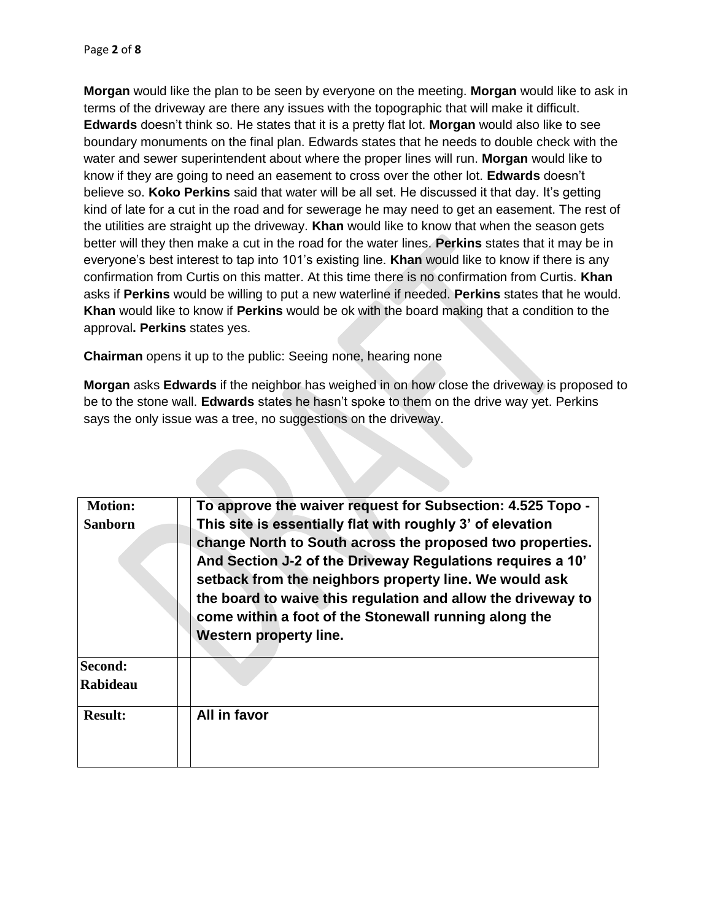**Morgan** would like the plan to be seen by everyone on the meeting. **Morgan** would like to ask in terms of the driveway are there any issues with the topographic that will make it difficult. **Edwards** doesn't think so. He states that it is a pretty flat lot. **Morgan** would also like to see boundary monuments on the final plan. Edwards states that he needs to double check with the water and sewer superintendent about where the proper lines will run. **Morgan** would like to know if they are going to need an easement to cross over the other lot. **Edwards** doesn't believe so. **Koko Perkins** said that water will be all set. He discussed it that day. It's getting kind of late for a cut in the road and for sewerage he may need to get an easement. The rest of the utilities are straight up the driveway. **Khan** would like to know that when the season gets better will they then make a cut in the road for the water lines. **Perkins** states that it may be in everyone's best interest to tap into 101's existing line. **Khan** would like to know if there is any confirmation from Curtis on this matter. At this time there is no confirmation from Curtis. **Khan** asks if **Perkins** would be willing to put a new waterline if needed. **Perkins** states that he would. **Khan** would like to know if **Perkins** would be ok with the board making that a condition to the approval**.** **Perkins** states yes.

**Chairman** opens it up to the public: Seeing none, hearing none

**Morgan** asks **Edwards** if the neighbor has weighed in on how close the driveway is proposed to be to the stone wall. **Edwards** states he hasn't spoke to them on the drive way yet. Perkins says the only issue was a tree, no suggestions on the driveway.

| **Motion: Sanborn** | | **To approve the waiver request for Subsection: 4.525 Topo - This site is essentially flat with roughly 3' of elevation change North to South across the proposed two properties. And Section J-2 of the Driveway Regulations requires a 10' setback from the neighbors property line. We would ask the board to waive this regulation and allow the driveway to come within a foot of the Stonewall running along the Western property line.** |
|---|---|---|
| **Second: Rabideau** | | |
| **Result:** | | **All in favor** |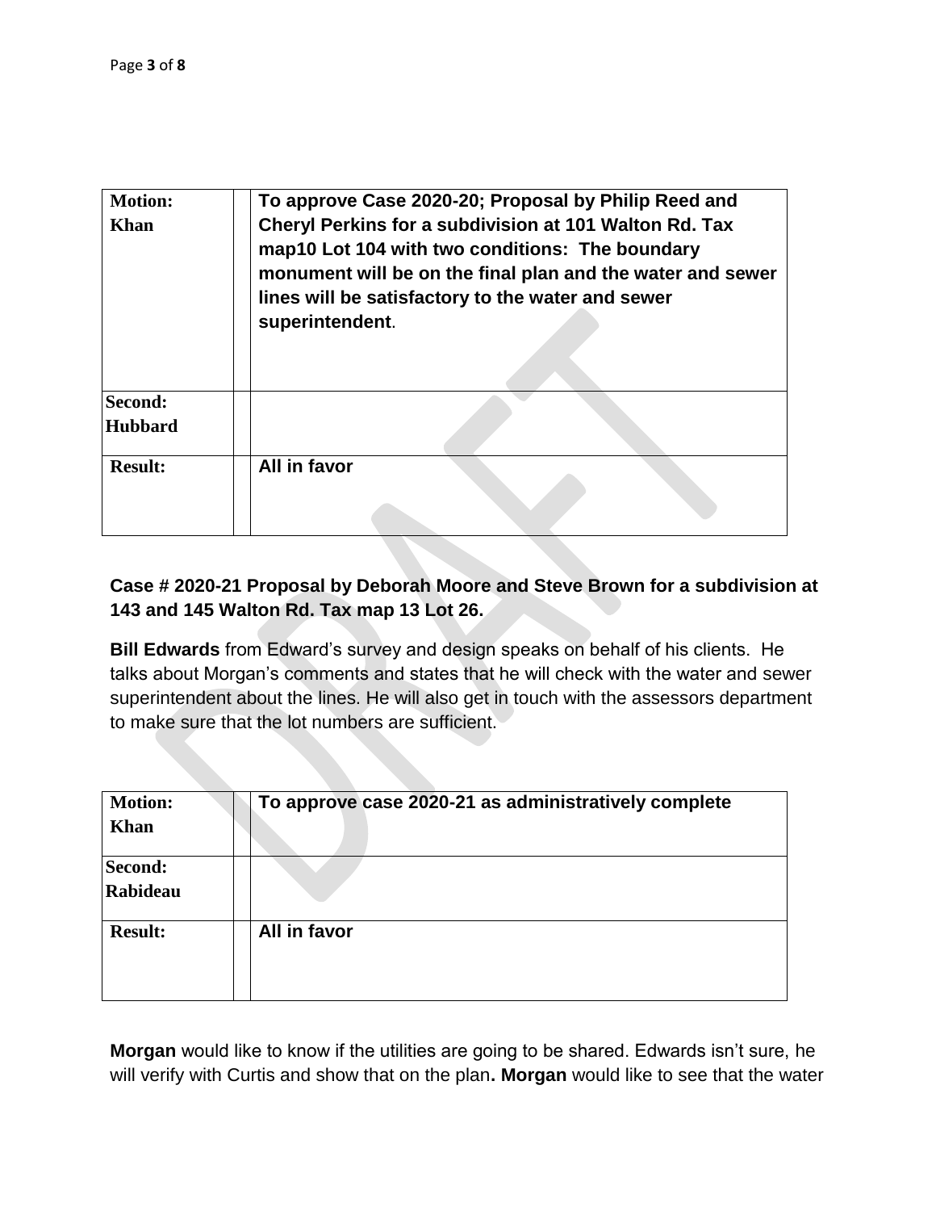| Motion: Khan | | To approve Case 2020-20; Proposal by Philip Reed and Cheryl Perkins for a subdivision at 101 Walton Rd. Tax map10 Lot 104 with two conditions: The boundary monument will be on the final plan and the water and sewer lines will be satisfactory to the water and sewer superintendent. |
|---|---|---|
| Second: Hubbard | | |
| Result: | | All in favor |

**Case # 2020-21 Proposal by Deborah Moore and Steve Brown for a subdivision at 143 and 145 Walton Rd. Tax map 13 Lot 26.**

**Bill Edwards** from Edward's survey and design speaks on behalf of his clients. He talks about Morgan's comments and states that he will check with the water and sewer superintendent about the lines. He will also get in touch with the assessors department to make sure that the lot numbers are sufficient.

| Motion: Khan | | To approve case 2020-21 as administratively complete |
|---|---|---|
| Second: Rabideau | | |
| Result: | | All in favor |

**Morgan** would like to know if the utilities are going to be shared. Edwards isn't sure, he will verify with Curtis and show that on the plan**. Morgan** would like to see that the water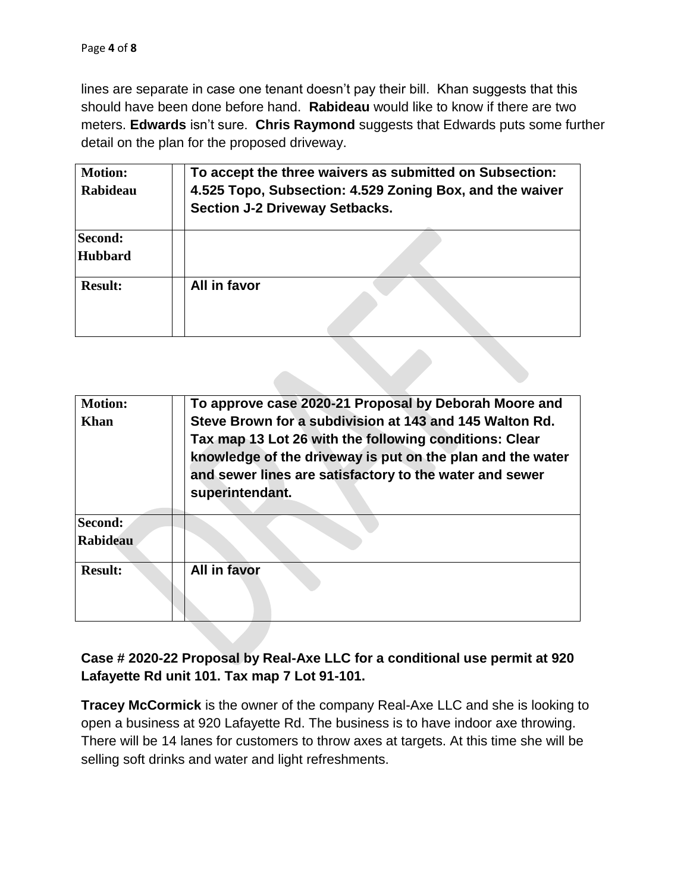lines are separate in case one tenant doesn't pay their bill. Khan suggests that this should have been done before hand. **Rabideau** would like to know if there are two meters. **Edwards** isn't sure. **Chris Raymond** suggests that Edwards puts some further detail on the plan for the proposed driveway.

| **Motion:** Rabideau | | **To accept the three waivers as submitted on Subsection: 4.525 Topo, Subsection: 4.529 Zoning Box, and the waiver Section J-2 Driveway Setbacks.** |
|---|---|---|
| **Second:** Hubbard | | |
| **Result:** | | **All in favor** |

| **Motion:** Khan | | **To approve case 2020-21 Proposal by Deborah Moore and Steve Brown for a subdivision at 143 and 145 Walton Rd. Tax map 13 Lot 26 with the following conditions: Clear knowledge of the driveway is put on the plan and the water and sewer lines are satisfactory to the water and sewer superintendant.** |
|---|---|---|
| **Second:** Rabideau | | |
| **Result:** | | **All in favor** |

**Case # 2020-22 Proposal by Real-Axe LLC for a conditional use permit at 920 Lafayette Rd unit 101. Tax map 7 Lot 91-101.**

**Tracey McCormick** is the owner of the company Real-Axe LLC and she is looking to open a business at 920 Lafayette Rd. The business is to have indoor axe throwing. There will be 14 lanes for customers to throw axes at targets. At this time she will be selling soft drinks and water and light refreshments.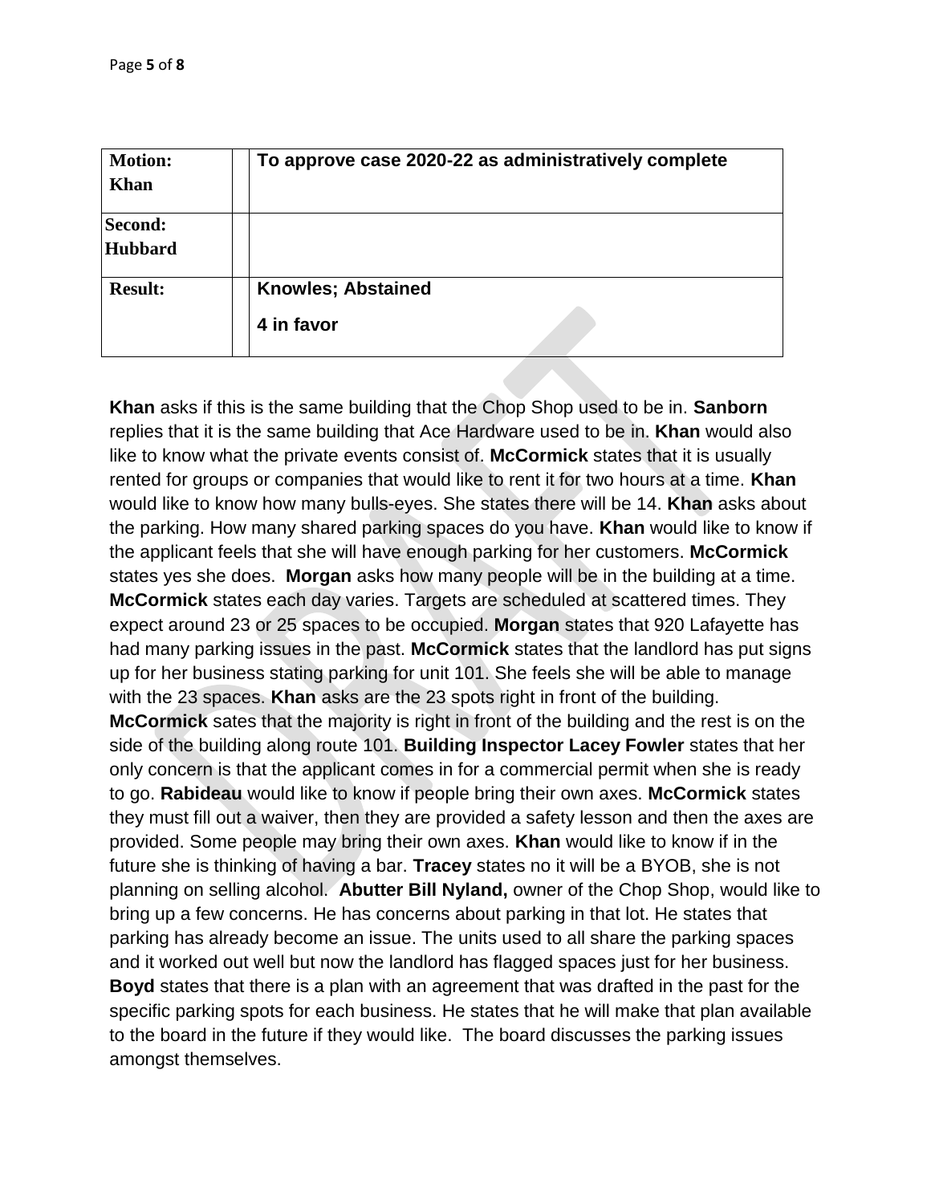| **Motion: Khan** | | **To approve case 2020-22 as administratively complete** |
|---|---|---|
| **Second: Hubbard** | | |
| **Result:** | | **Knowles; Abstained**<br>**4 in favor** |

**Khan** asks if this is the same building that the Chop Shop used to be in. **Sanborn** replies that it is the same building that Ace Hardware used to be in. **Khan** would also like to know what the private events consist of. **McCormick** states that it is usually rented for groups or companies that would like to rent it for two hours at a time. **Khan** would like to know how many bulls-eyes. She states there will be 14. **Khan** asks about the parking. How many shared parking spaces do you have. **Khan** would like to know if the applicant feels that she will have enough parking for her customers. **McCormick** states yes she does. **Morgan** asks how many people will be in the building at a time. **McCormick** states each day varies. Targets are scheduled at scattered times. They expect around 23 or 25 spaces to be occupied. **Morgan** states that 920 Lafayette has had many parking issues in the past. **McCormick** states that the landlord has put signs up for her business stating parking for unit 101. She feels she will be able to manage with the 23 spaces. **Khan** asks are the 23 spots right in front of the building. **McCormick** sates that the majority is right in front of the building and the rest is on the side of the building along route 101. **Building Inspector Lacey Fowler** states that her only concern is that the applicant comes in for a commercial permit when she is ready to go. **Rabideau** would like to know if people bring their own axes. **McCormick** states they must fill out a waiver, then they are provided a safety lesson and then the axes are provided. Some people may bring their own axes. **Khan** would like to know if in the future she is thinking of having a bar. **Tracey** states no it will be a BYOB, she is not planning on selling alcohol. **Abutter Bill Nyland,** owner of the Chop Shop, would like to bring up a few concerns. He has concerns about parking in that lot. He states that parking has already become an issue. The units used to all share the parking spaces and it worked out well but now the landlord has flagged spaces just for her business. **Boyd** states that there is a plan with an agreement that was drafted in the past for the specific parking spots for each business. He states that he will make that plan available to the board in the future if they would like. The board discusses the parking issues amongst themselves.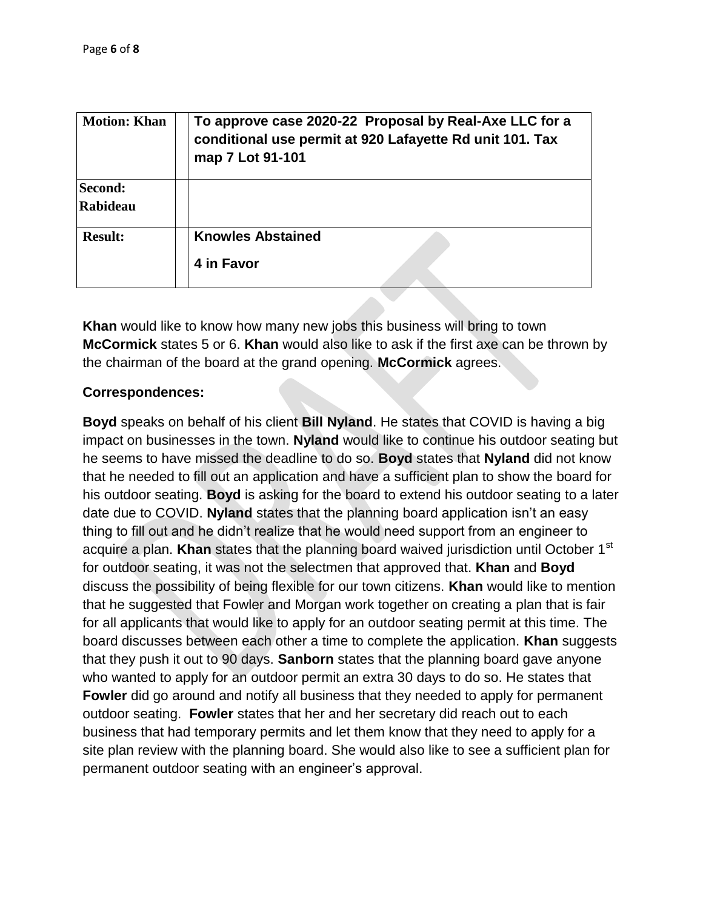| **Motion: Khan** | | **To approve case 2020-22 Proposal by Real-Axe LLC for a conditional use permit at 920 Lafayette Rd unit 101. Tax map 7 Lot 91-101** |
|---|---|---|
| **Second: Rabideau** | | |
| **Result:** | | **Knowles Abstained**<br><br>**4 in Favor** |

**Khan** would like to know how many new jobs this business will bring to town **McCormick** states 5 or 6. **Khan** would also like to ask if the first axe can be thrown by the chairman of the board at the grand opening. **McCormick** agrees.

**Correspondences:**

**Boyd** speaks on behalf of his client **Bill Nyland**. He states that COVID is having a big impact on businesses in the town. **Nyland** would like to continue his outdoor seating but he seems to have missed the deadline to do so. **Boyd** states that **Nyland** did not know that he needed to fill out an application and have a sufficient plan to show the board for his outdoor seating. **Boyd** is asking for the board to extend his outdoor seating to a later date due to COVID. **Nyland** states that the planning board application isn't an easy thing to fill out and he didn't realize that he would need support from an engineer to acquire a plan. **Khan** states that the planning board waived jurisdiction until October 1st for outdoor seating, it was not the selectmen that approved that. **Khan** and **Boyd** discuss the possibility of being flexible for our town citizens. **Khan** would like to mention that he suggested that Fowler and Morgan work together on creating a plan that is fair for all applicants that would like to apply for an outdoor seating permit at this time. The board discusses between each other a time to complete the application. **Khan** suggests that they push it out to 90 days. **Sanborn** states that the planning board gave anyone who wanted to apply for an outdoor permit an extra 30 days to do so. He states that **Fowler** did go around and notify all business that they needed to apply for permanent outdoor seating. **Fowler** states that her and her secretary did reach out to each business that had temporary permits and let them know that they need to apply for a site plan review with the planning board. She would also like to see a sufficient plan for permanent outdoor seating with an engineer's approval.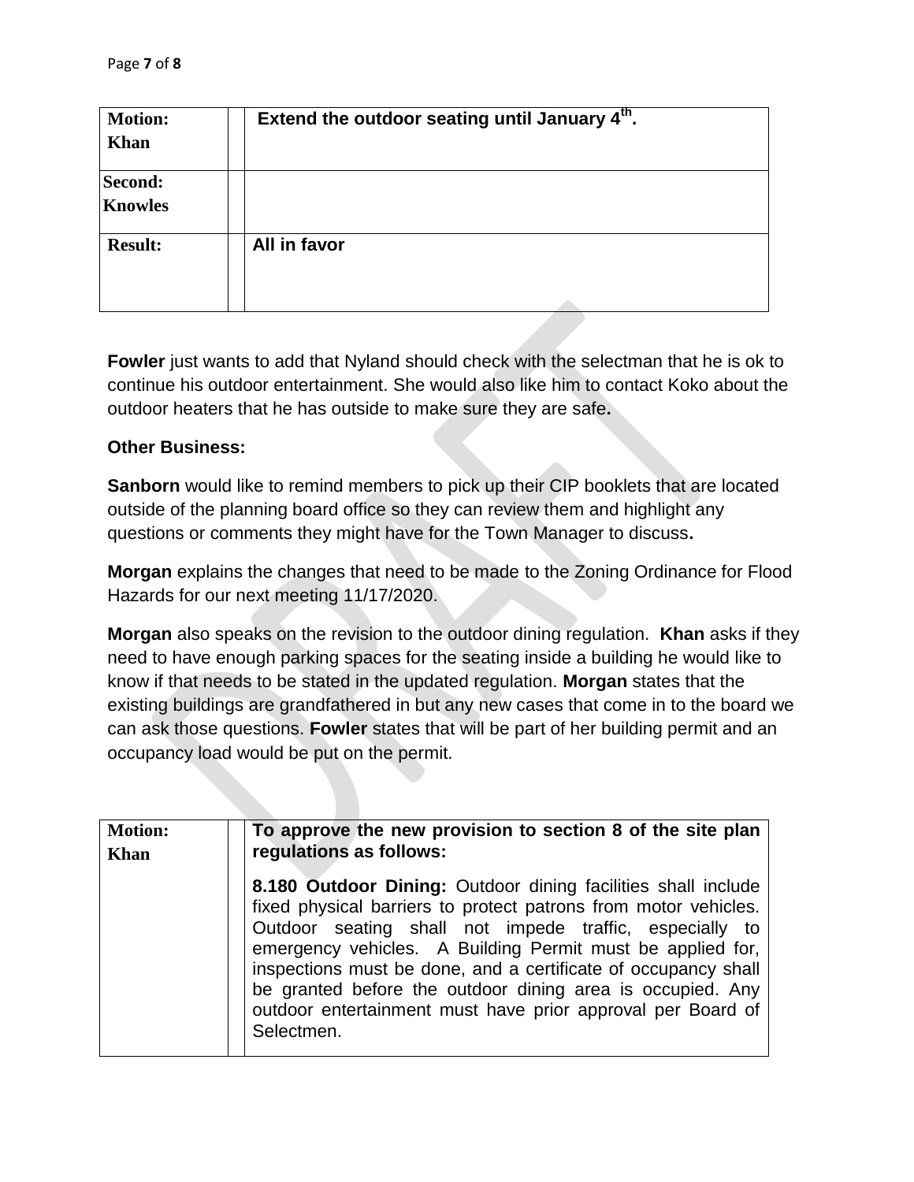| Motion: Khan | Extend the outdoor seating until January 4th. |
|---|---|
| Second: Knowles | |
| Result: | All in favor |

**Fowler** just wants to add that Nyland should check with the selectman that he is ok to continue his outdoor entertainment. She would also like him to contact Koko about the outdoor heaters that he has outside to make sure they are safe**.**

**Other Business:**

**Sanborn** would like to remind members to pick up their CIP booklets that are located outside of the planning board office so they can review them and highlight any questions or comments they might have for the Town Manager to discuss**.**

**Morgan** explains the changes that need to be made to the Zoning Ordinance for Flood Hazards for our next meeting 11/17/2020.

**Morgan** also speaks on the revision to the outdoor dining regulation. **Khan** asks if they need to have enough parking spaces for the seating inside a building he would like to know if that needs to be stated in the updated regulation. **Morgan** states that the existing buildings are grandfathered in but any new cases that come in to the board we can ask those questions. **Fowler** states that will be part of her building permit and an occupancy load would be put on the permit.

| Motion: Khan | **To approve the new provision to section 8 of the site plan regulations as follows:** **8.180 Outdoor Dining:** Outdoor dining facilities shall include fixed physical barriers to protect patrons from motor vehicles. Outdoor seating shall not impede traffic, especially to emergency vehicles. A Building Permit must be applied for, inspections must be done, and a certificate of occupancy shall be granted before the outdoor dining area is occupied. Any outdoor entertainment must have prior approval per Board of Selectmen. |
|---|---|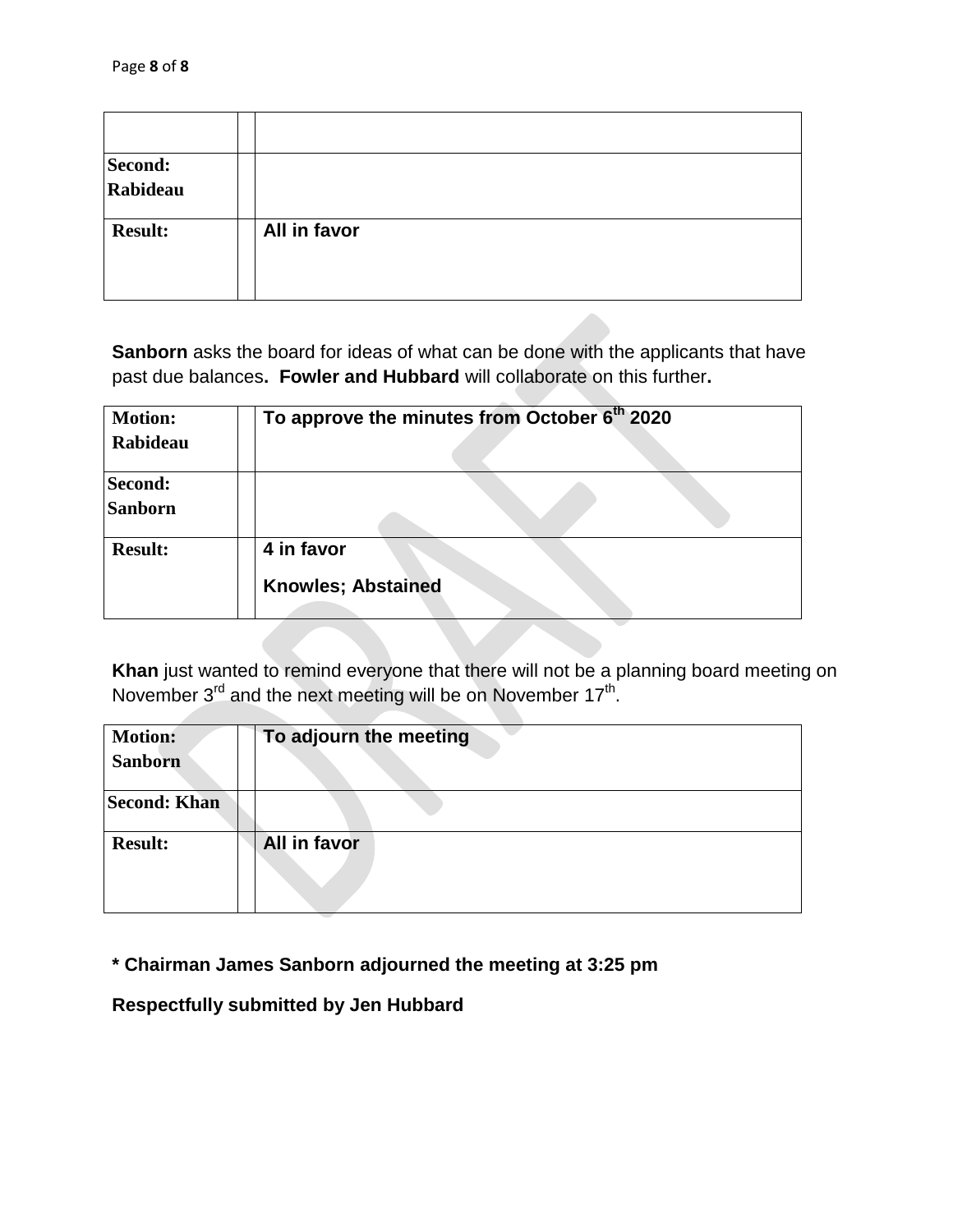| | | |
|---|---|---|
| | | |
| **Second: Rabideau** | | |
| **Result:** | | **All in favor** |

**Sanborn** asks the board for ideas of what can be done with the applicants that have past due balances**. Fowler and Hubbard** will collaborate on this further**.**

| | | |
|---|---|---|
| **Motion: Rabideau** | | **To approve the minutes from October 6th 2020** |
| **Second: Sanborn** | | |
| **Result:** | | **4 in favor**<br>**Knowles; Abstained** |

**Khan** just wanted to remind everyone that there will not be a planning board meeting on November 3rd and the next meeting will be on November 17th.

| | | |
|---|---|---|
| **Motion: Sanborn** | | **To adjourn the meeting** |
| **Second: Khan** | | |
| **Result:** | | **All in favor** |

**\* Chairman James Sanborn adjourned the meeting at 3:25 pm**

**Respectfully submitted by Jen Hubbard**